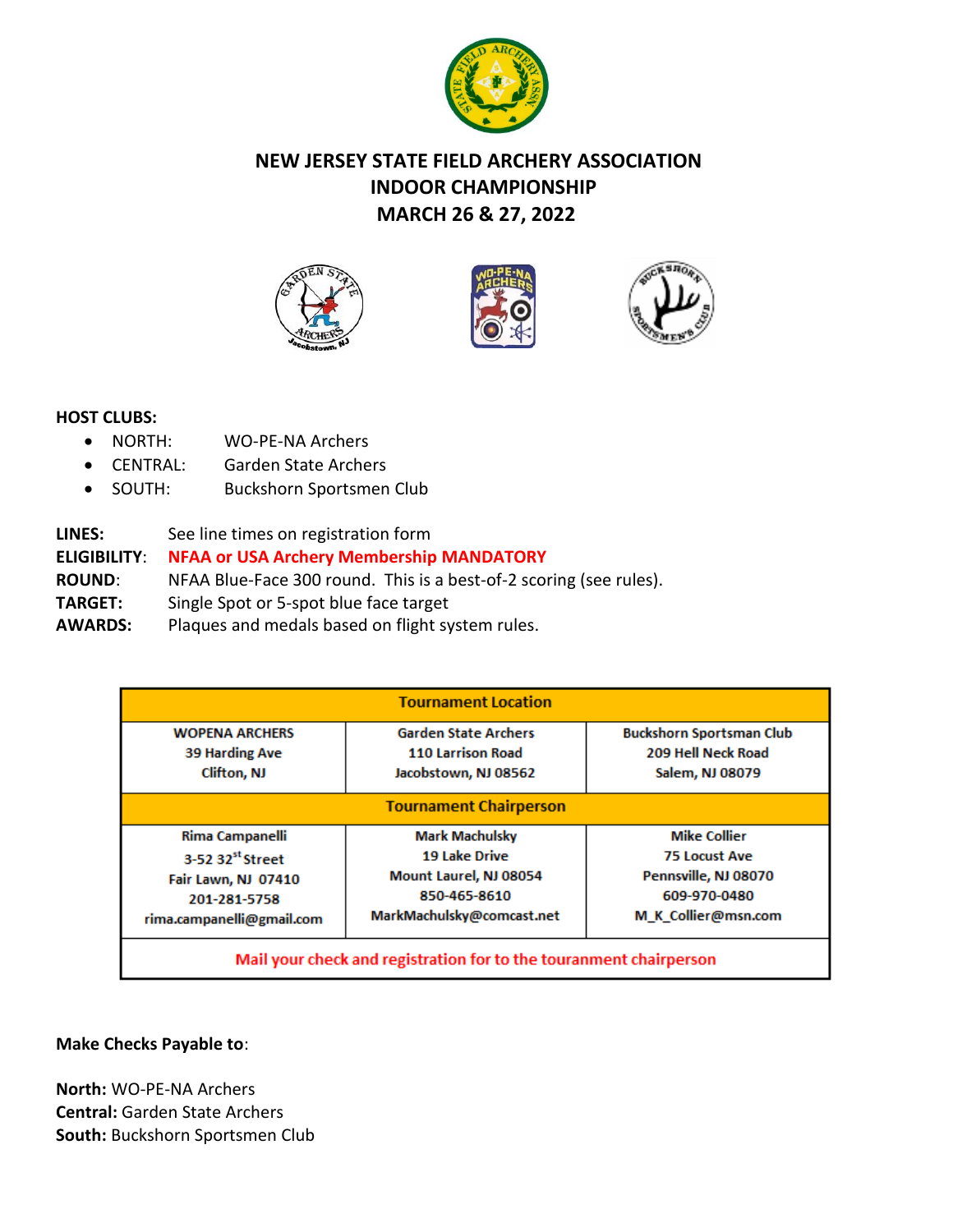# NEW JERSEY STATE FIELD ARCHERY ASSOCIATION
## INDOOR CHAMPIONSHIP
## MARCH 26 & 27, 2022

**HOST CLUBS:**

- NORTH: WO-PE-NA Archers
- CENTRAL: Garden State Archers
- SOUTH: Buckshorn Sportsmen Club

**LINES:** See line times on registration form
**ELIGIBILITY**: **NFAA or USA Archery Membership MANDATORY**
**ROUND**: NFAA Blue-Face 300 round. This is a best-of-2 scoring (see rules).
**TARGET:** Single Spot or 5-spot blue face target
**AWARDS:** Plaques and medals based on flight system rules.

| Tournament Location | | |
|---|---|---|
| WOPENA ARCHERS<br>39 Harding Ave<br>Clifton, NJ | Garden State Archers<br>110 Larrison Road<br>Jacobstown, NJ 08562 | Buckshorn Sportsman Club<br>209 Hell Neck Road<br>Salem, NJ 08079 |
| **Tournament Chairperson** | | |
| Rima Campanelli<br>3-52 32st Street<br>Fair Lawn, NJ 07410<br>201-281-5758<br>rima.campanelli@gmail.com | Mark Machulsky<br>19 Lake Drive<br>Mount Laurel, NJ 08054<br>850-465-8610<br>MarkMachulsky@comcast.net | Mike Collier<br>75 Locust Ave<br>Pennsville, NJ 08070<br>609-970-0480<br>M_K_Collier@msn.com |
| Mail your check and registration for to the touranment chairperson | | |

**Make Checks Payable to**:

**North:** WO-PE-NA Archers
**Central:** Garden State Archers
**South:** Buckshorn Sportsmen Club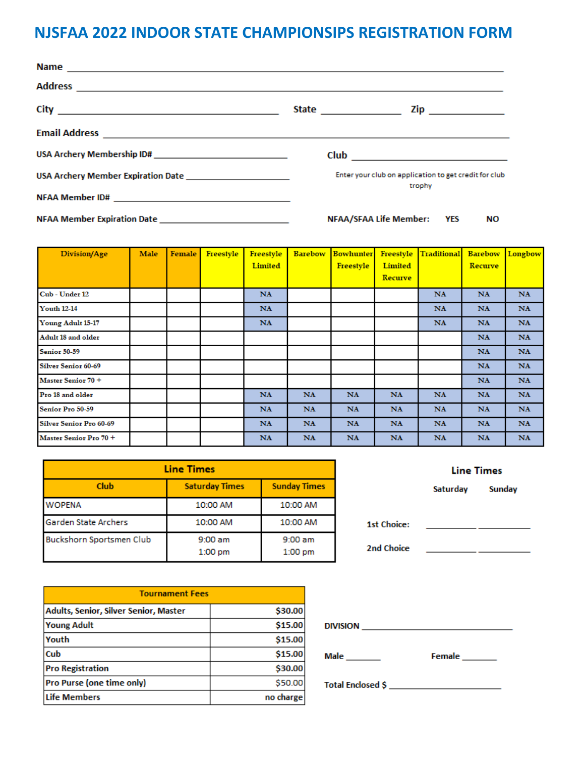# NJSFAA 2022 INDOOR STATE CHAMPIONSIPS REGISTRATION FORM

Name ______________________________________________________________________

Address ____________________________________________________________________

City ______________________________________ State _____________ Zip _____________

Email Address ______________________________________________________________

USA Archery Membership ID# _________________________ Club ______________________

USA Archery Member Expiration Date ____________________ Enter your club on application to get credit for club trophy

NFAA Member ID# ____________________________________

NFAA Member Expiration Date _________________________ NFAA/SFAA Life Member: YES NO

| Division/Age | Male | Female | Freestyle | Freestyle Limited | Barebow | Bowhunter Freestyle | Freestyle Limited Recurve | Traditional | Barebow Recurve | Longbow |
|---|---|---|---|---|---|---|---|---|---|---|
| Cub - Under 12 | | | | NA | | | | NA | NA | NA |
| Youth 12-14 | | | | NA | | | | NA | NA | NA |
| Young Adult 15-17 | | | | NA | | | | NA | NA | NA |
| Adult 18 and older | | | | | | | | | NA | NA |
| Senior 50-59 | | | | | | | | | NA | NA |
| Silver Senior 60-69 | | | | | | | | | NA | NA |
| Master Senior 70 + | | | | | | | | | NA | NA |
| Pro 18 and older | | | | NA | NA | NA | NA | NA | NA | NA |
| Senior Pro 50-59 | | | | NA | NA | NA | NA | NA | NA | NA |
| Silver Senior Pro 60-69 | | | | NA | NA | NA | NA | NA | NA | NA |
| Master Senior Pro 70 + | | | | NA | NA | NA | NA | NA | NA | NA |

| Line Times | | |
|---|---|---|
| Club | Saturday Times | Sunday Times |
| WOPENA | 10:00 AM | 10:00 AM |
| Garden State Archers | 10:00 AM | 10:00 AM |
| Buckshorn Sportsmen Club | 9:00 am<br>1:00 pm | 9:00 am<br>1:00 pm |

**Line Times**

| | Saturday | Sunday |
|---|---|---|
| 1st Choice: | __________ | __________ |
| 2nd Choice | __________ | __________ |

| Tournament Fees | |
|---|---|
| Adults, Senior, Silver Senior, Master | $30.00 |
| Young Adult | $15.00 |
| Youth | $15.00 |
| Cub | $15.00 |
| Pro Registration | $30.00 |
| Pro Purse (one time only) | $50.00 |
| Life Members | no charge |

DIVISION ______________________________

Male _______ Female _______

Total Enclosed $ ____________________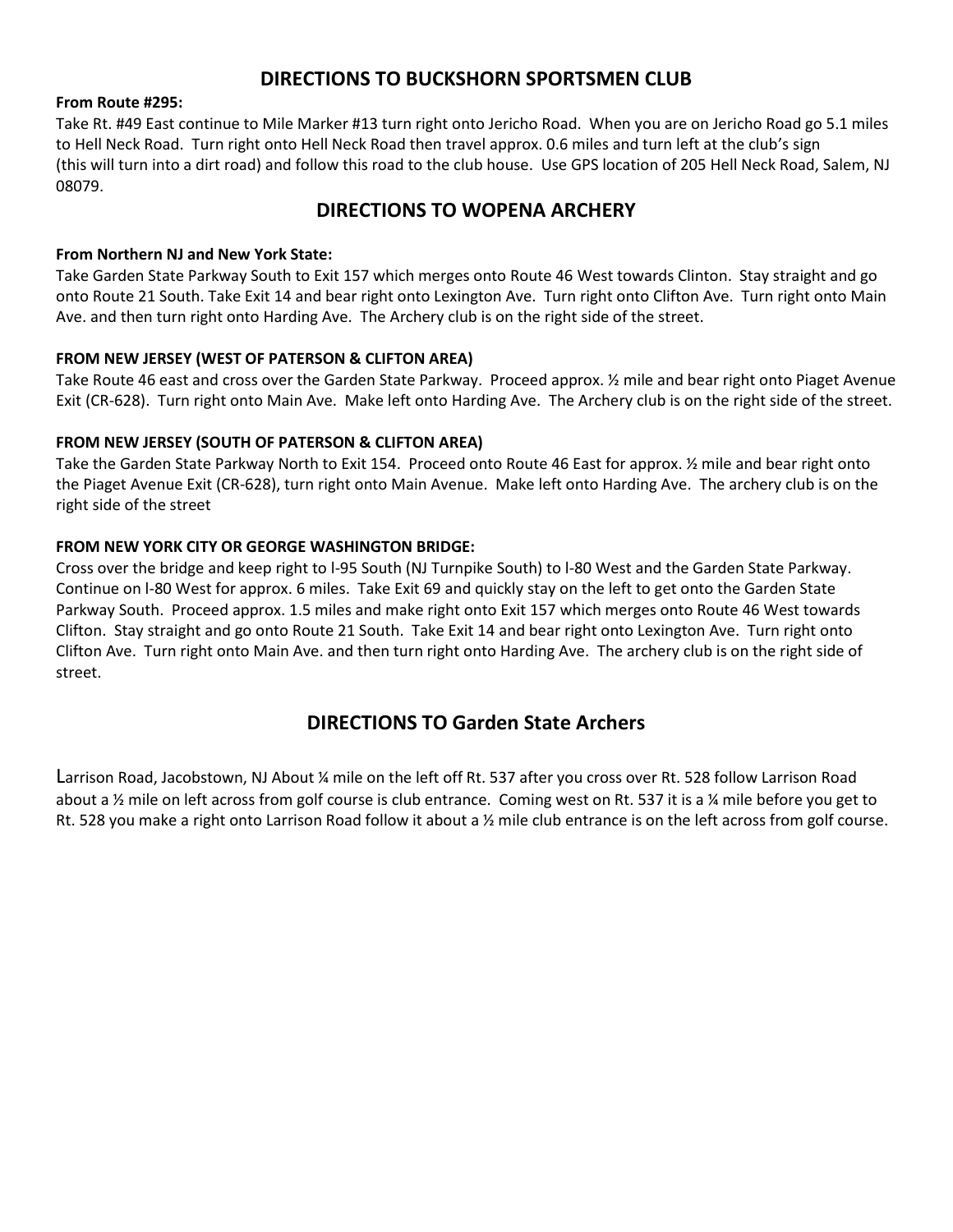## DIRECTIONS TO BUCKSHORN SPORTSMEN CLUB

**From Route #295:**

Take Rt. #49 East continue to Mile Marker #13 turn right onto Jericho Road. When you are on Jericho Road go 5.1 miles to Hell Neck Road. Turn right onto Hell Neck Road then travel approx. 0.6 miles and turn left at the club's sign (this will turn into a dirt road) and follow this road to the club house. Use GPS location of 205 Hell Neck Road, Salem, NJ 08079.

## DIRECTIONS TO WOPENA ARCHERY

**From Northern NJ and New York State:**

Take Garden State Parkway South to Exit 157 which merges onto Route 46 West towards Clinton. Stay straight and go onto Route 21 South. Take Exit 14 and bear right onto Lexington Ave. Turn right onto Clifton Ave. Turn right onto Main Ave. and then turn right onto Harding Ave. The Archery club is on the right side of the street.

**FROM NEW JERSEY (WEST OF PATERSON & CLIFTON AREA)**

Take Route 46 east and cross over the Garden State Parkway. Proceed approx. ½ mile and bear right onto Piaget Avenue Exit (CR-628). Turn right onto Main Ave. Make left onto Harding Ave. The Archery club is on the right side of the street.

**FROM NEW JERSEY (SOUTH OF PATERSON & CLIFTON AREA)**

Take the Garden State Parkway North to Exit 154. Proceed onto Route 46 East for approx. ½ mile and bear right onto the Piaget Avenue Exit (CR-628), turn right onto Main Avenue. Make left onto Harding Ave. The archery club is on the right side of the street

**FROM NEW YORK CITY OR GEORGE WASHINGTON BRIDGE:**

Cross over the bridge and keep right to I-95 South (NJ Turnpike South) to I-80 West and the Garden State Parkway. Continue on I-80 West for approx. 6 miles. Take Exit 69 and quickly stay on the left to get onto the Garden State Parkway South. Proceed approx. 1.5 miles and make right onto Exit 157 which merges onto Route 46 West towards Clifton. Stay straight and go onto Route 21 South. Take Exit 14 and bear right onto Lexington Ave. Turn right onto Clifton Ave. Turn right onto Main Ave. and then turn right onto Harding Ave. The archery club is on the right side of street.

## DIRECTIONS TO Garden State Archers

Larrison Road, Jacobstown, NJ About ¼ mile on the left off Rt. 537 after you cross over Rt. 528 follow Larrison Road about a ½ mile on left across from golf course is club entrance. Coming west on Rt. 537 it is a ¼ mile before you get to Rt. 528 you make a right onto Larrison Road follow it about a ½ mile club entrance is on the left across from golf course.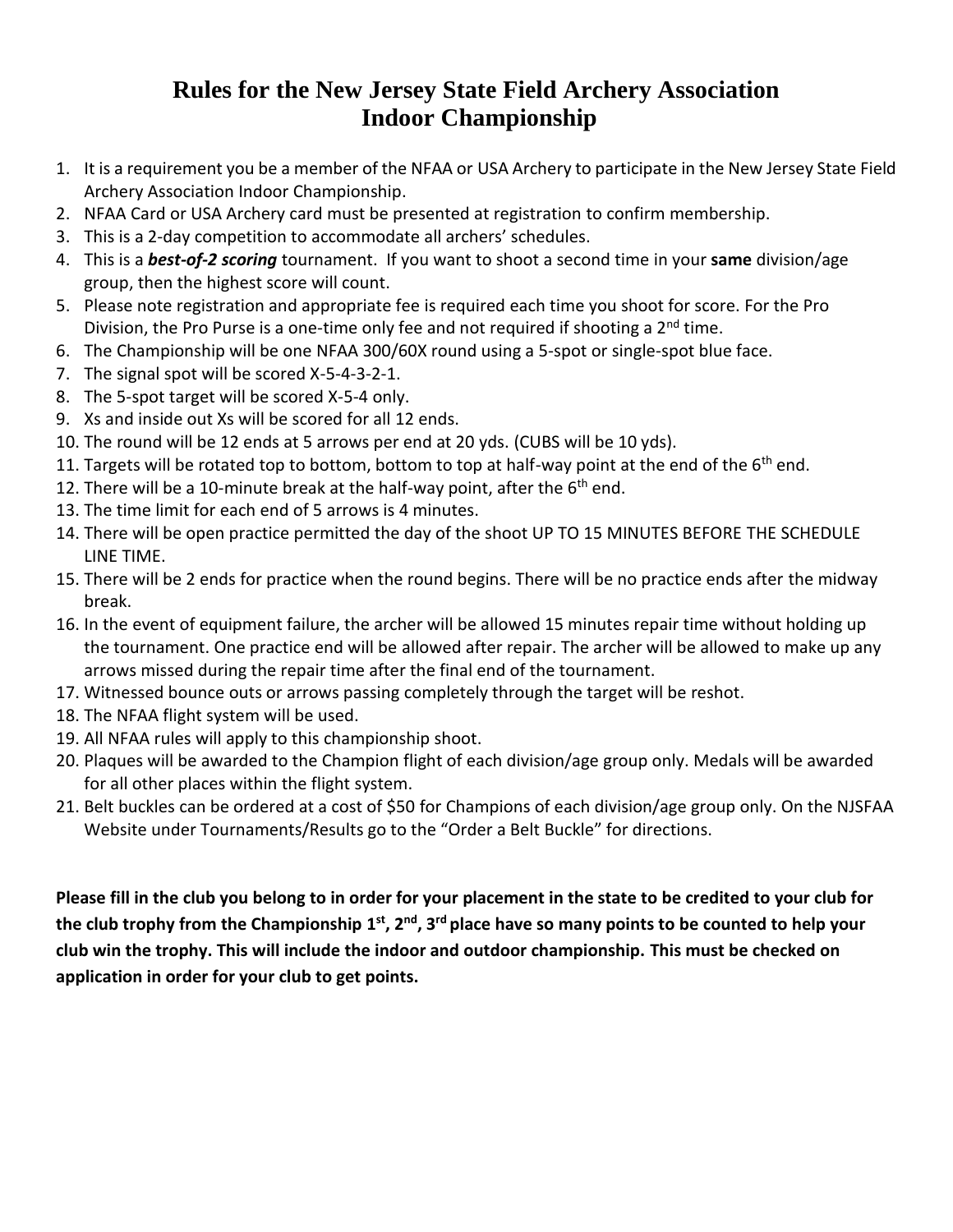# Rules for the New Jersey State Field Archery Association Indoor Championship

1. It is a requirement you be a member of the NFAA or USA Archery to participate in the New Jersey State Field Archery Association Indoor Championship.
2. NFAA Card or USA Archery card must be presented at registration to confirm membership.
3. This is a 2-day competition to accommodate all archers' schedules.
4. This is a ***best-of-2 scoring*** tournament. If you want to shoot a second time in your **same** division/age group, then the highest score will count.
5. Please note registration and appropriate fee is required each time you shoot for score. For the Pro Division, the Pro Purse is a one-time only fee and not required if shooting a 2nd time.
6. The Championship will be one NFAA 300/60X round using a 5-spot or single-spot blue face.
7. The signal spot will be scored X-5-4-3-2-1.
8. The 5-spot target will be scored X-5-4 only.
9. Xs and inside out Xs will be scored for all 12 ends.
10. The round will be 12 ends at 5 arrows per end at 20 yds. (CUBS will be 10 yds).
11. Targets will be rotated top to bottom, bottom to top at half-way point at the end of the 6th end.
12. There will be a 10-minute break at the half-way point, after the 6th end.
13. The time limit for each end of 5 arrows is 4 minutes.
14. There will be open practice permitted the day of the shoot UP TO 15 MINUTES BEFORE THE SCHEDULE LINE TIME.
15. There will be 2 ends for practice when the round begins. There will be no practice ends after the midway break.
16. In the event of equipment failure, the archer will be allowed 15 minutes repair time without holding up the tournament. One practice end will be allowed after repair. The archer will be allowed to make up any arrows missed during the repair time after the final end of the tournament.
17. Witnessed bounce outs or arrows passing completely through the target will be reshot.
18. The NFAA flight system will be used.
19. All NFAA rules will apply to this championship shoot.
20. Plaques will be awarded to the Champion flight of each division/age group only. Medals will be awarded for all other places within the flight system.
21. Belt buckles can be ordered at a cost of $50 for Champions of each division/age group only. On the NJSFAA Website under Tournaments/Results go to the "Order a Belt Buckle" for directions.

**Please fill in the club you belong to in order for your placement in the state to be credited to your club for the club trophy from the Championship 1st, 2nd, 3rd place have so many points to be counted to help your club win the trophy. This will include the indoor and outdoor championship. This must be checked on application in order for your club to get points.**